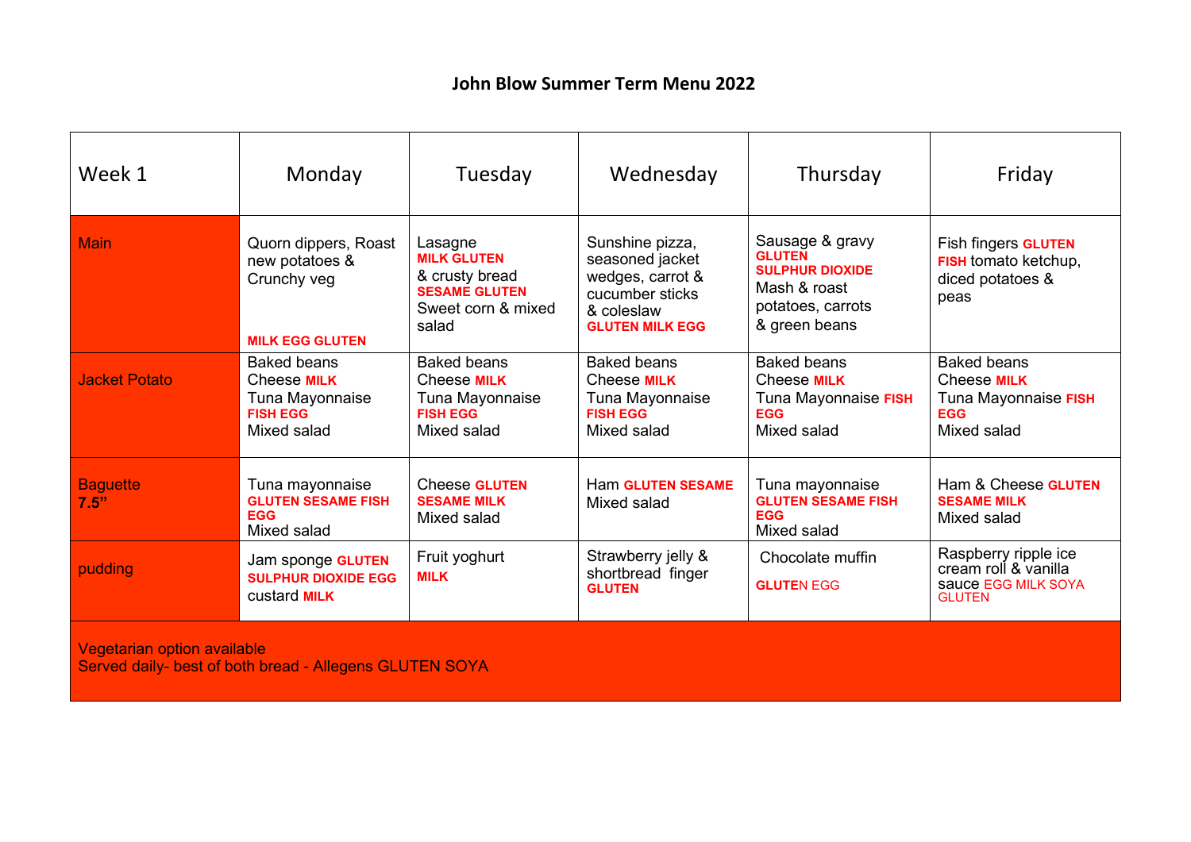# John Blow Summer Term Menu 2022

| Week 1 | Monday | Tuesday | Wednesday | Thursday | Friday |
|---|---|---|---|---|---|
| Main | Quorn dippers, Roast new potatoes & Crunchy veg<br>**MILK EGG GLUTEN** | Lasagne<br>**MILK GLUTEN**<br>& crusty bread<br>**SESAME GLUTEN**<br>Sweet corn & mixed salad | Sunshine pizza, seasoned jacket wedges, carrot & cucumber sticks & coleslaw<br>**GLUTEN MILK EGG** | Sausage & gravy<br>**GLUTEN SULPHUR DIOXIDE**<br>Mash & roast potatoes, carrots & green beans | Fish fingers **GLUTEN FISH** tomato ketchup, diced potatoes & peas |
| Jacket Potato | Baked beans<br>Cheese **MILK**<br>Tuna Mayonnaise<br>**FISH EGG**<br>Mixed salad | Baked beans<br>Cheese **MILK**<br>Tuna Mayonnaise<br>**FISH EGG**<br>Mixed salad | Baked beans<br>Cheese **MILK**<br>Tuna Mayonnaise<br>**FISH EGG**<br>Mixed salad | Baked beans<br>Cheese **MILK**<br>Tuna Mayonnaise **FISH EGG**<br>Mixed salad | Baked beans<br>Cheese **MILK**<br>Tuna Mayonnaise **FISH EGG**<br>Mixed salad |
| Baguette 7.5" | Tuna mayonnaise<br>**GLUTEN SESAME FISH EGG**<br>Mixed salad | Cheese **GLUTEN SESAME MILK**<br>Mixed salad | Ham **GLUTEN SESAME**<br>Mixed salad | Tuna mayonnaise<br>**GLUTEN SESAME FISH EGG**<br>Mixed salad | Ham & Cheese **GLUTEN SESAME MILK**<br>Mixed salad |
| pudding | Jam sponge **GLUTEN SULPHUR DIOXIDE EGG**<br>custard **MILK** | Fruit yoghurt<br>**MILK** | Strawberry jelly & shortbread finger<br>**GLUTEN** | Chocolate muffin<br>**GLUTEN** EGG | Raspberry ripple ice cream roll & vanilla sauce EGG MILK SOYA GLUTEN |

Vegetarian option available
Served daily- best of both bread - Allegens GLUTEN SOYA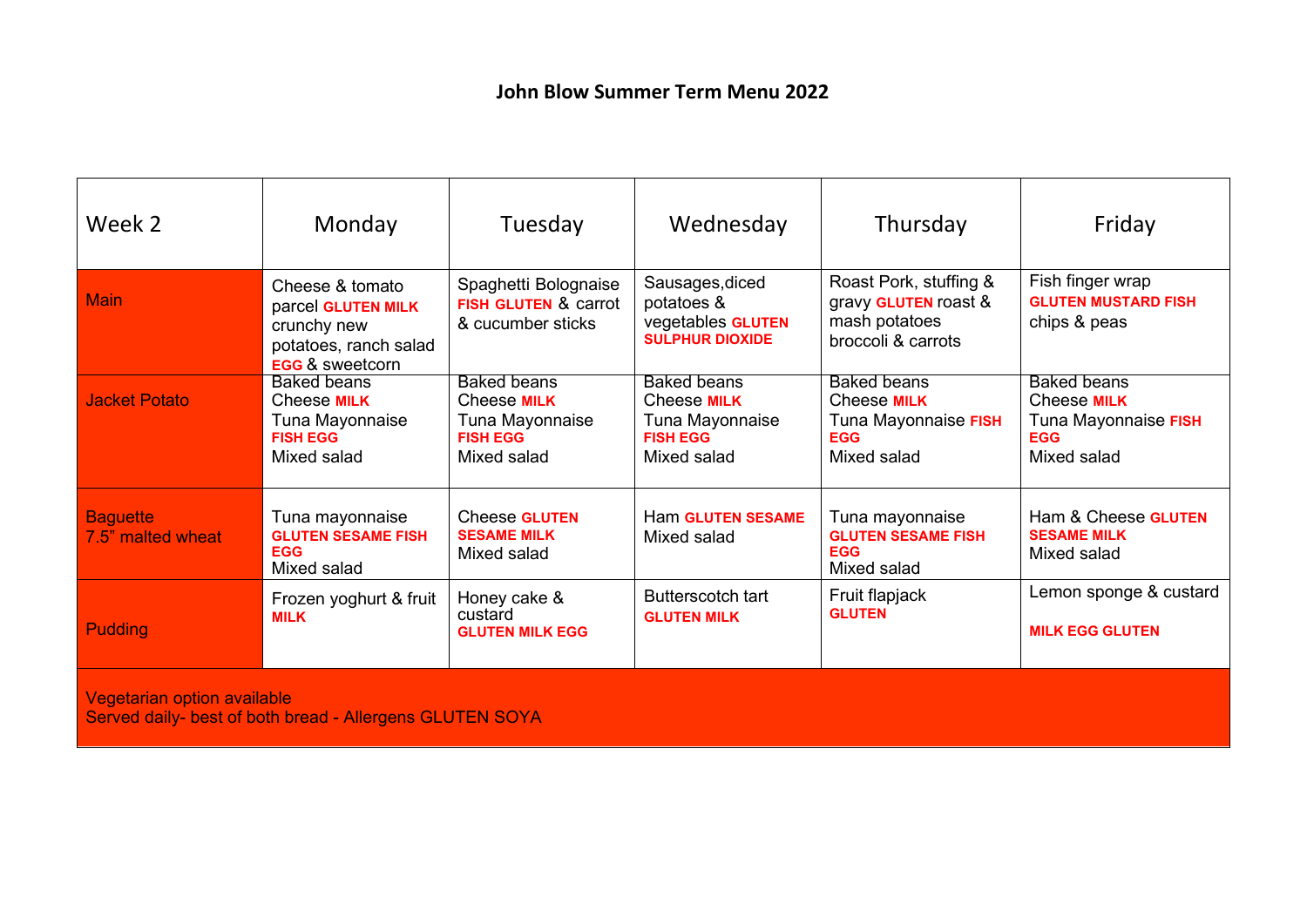# John Blow Summer Term Menu 2022

| Week 2 | Monday | Tuesday | Wednesday | Thursday | Friday |
|---|---|---|---|---|---|
| Main | Cheese & tomato parcel **GLUTEN MILK** crunchy new potatoes, ranch salad **EGG** & sweetcorn | Spaghetti Bolognaise **FISH GLUTEN** & carrot & cucumber sticks | Sausages,diced potatoes & vegetables **GLUTEN SULPHUR DIOXIDE** | Roast Pork, stuffing & gravy **GLUTEN** roast & mash potatoes broccoli & carrots | Fish finger wrap **GLUTEN MUSTARD FISH** chips & peas |
| Jacket Potato | Baked beans<br>Cheese **MILK**<br>Tuna Mayonnaise **FISH EGG**<br>Mixed salad | Baked beans<br>Cheese **MILK**<br>Tuna Mayonnaise **FISH EGG**<br>Mixed salad | Baked beans<br>Cheese **MILK**<br>Tuna Mayonnaise **FISH EGG**<br>Mixed salad | Baked beans<br>Cheese **MILK**<br>Tuna Mayonnaise **FISH EGG**<br>Mixed salad | Baked beans<br>Cheese **MILK**<br>Tuna Mayonnaise **FISH EGG**<br>Mixed salad |
| Baguette<br>7.5" malted wheat | Tuna mayonnaise **GLUTEN SESAME FISH EGG**<br>Mixed salad | Cheese **GLUTEN SESAME MILK**<br>Mixed salad | Ham **GLUTEN SESAME**<br>Mixed salad | Tuna mayonnaise **GLUTEN SESAME FISH EGG**<br>Mixed salad | Ham & Cheese **GLUTEN SESAME MILK**<br>Mixed salad |
| Pudding | Frozen yoghurt & fruit **MILK** | Honey cake & custard **GLUTEN MILK EGG** | Butterscotch tart **GLUTEN MILK** | Fruit flapjack **GLUTEN** | Lemon sponge & custard **MILK EGG GLUTEN** |

Vegetarian option available
Served daily- best of both bread - Allergens GLUTEN SOYA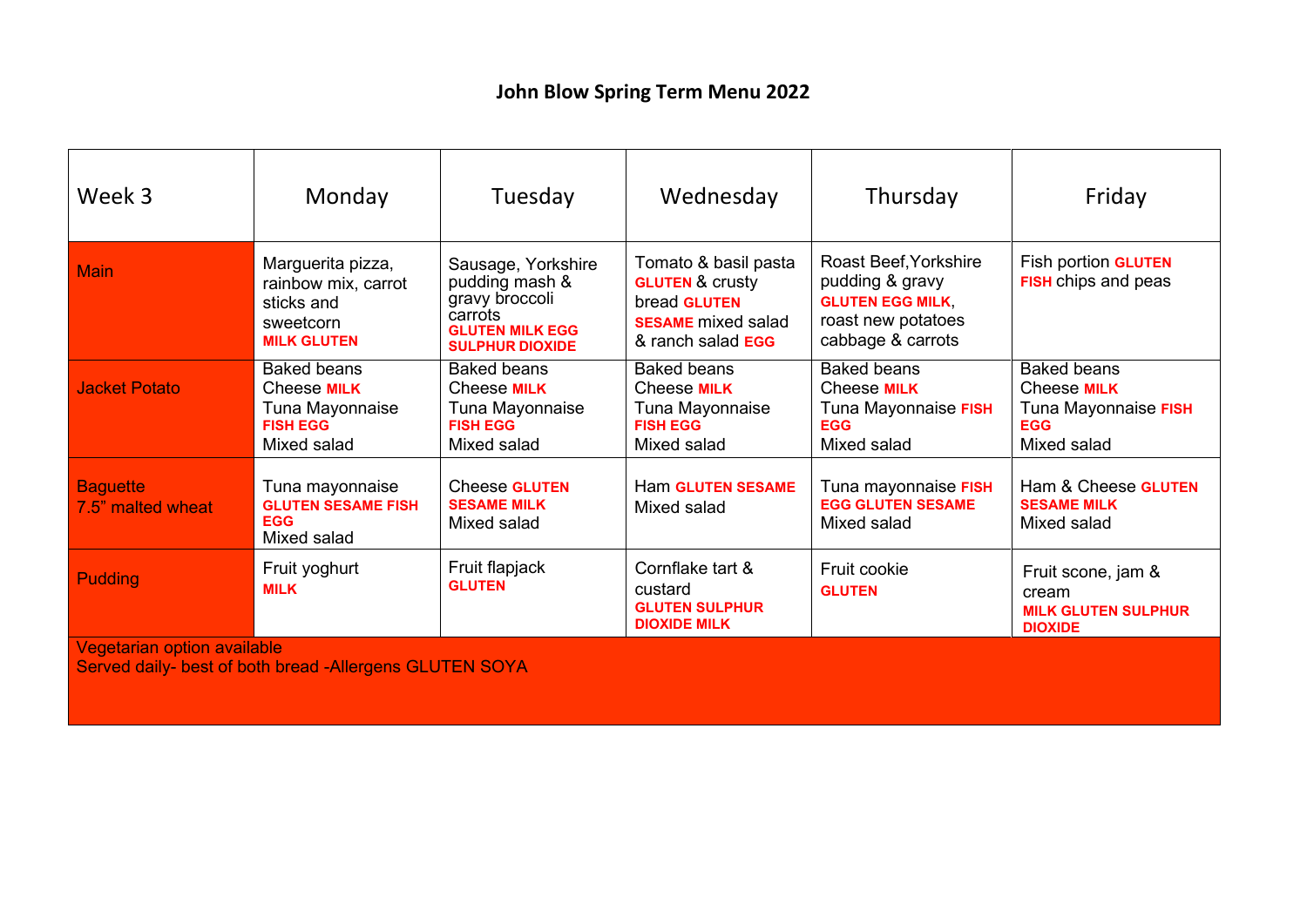# John Blow Spring Term Menu 2022

| Week 3 | Monday | Tuesday | Wednesday | Thursday | Friday |
|---|---|---|---|---|---|
| Main | Marguerita pizza, rainbow mix, carrot sticks and sweetcorn **MILK GLUTEN** | Sausage, Yorkshire pudding mash & gravy broccoli carrots **GLUTEN MILK EGG SULPHUR DIOXIDE** | Tomato & basil pasta **GLUTEN** & crusty bread **GLUTEN SESAME** mixed salad & ranch salad **EGG** | Roast Beef,Yorkshire pudding & gravy **GLUTEN EGG MILK**, roast new potatoes cabbage & carrots | Fish portion **GLUTEN FISH** chips and peas |
| Jacket Potato | Baked beans<br>Cheese **MILK**<br>Tuna Mayonnaise **FISH EGG**<br>Mixed salad | Baked beans<br>Cheese **MILK**<br>Tuna Mayonnaise **FISH EGG**<br>Mixed salad | Baked beans<br>Cheese **MILK**<br>Tuna Mayonnaise **FISH EGG**<br>Mixed salad | Baked beans<br>Cheese **MILK**<br>Tuna Mayonnaise **FISH EGG**<br>Mixed salad | Baked beans<br>Cheese **MILK**<br>Tuna Mayonnaise **FISH EGG**<br>Mixed salad |
| Baguette<br>7.5" malted wheat | Tuna mayonnaise **GLUTEN SESAME FISH EGG**<br>Mixed salad | Cheese **GLUTEN SESAME MILK**<br>Mixed salad | Ham **GLUTEN SESAME**<br>Mixed salad | Tuna mayonnaise **FISH EGG GLUTEN SESAME**<br>Mixed salad | Ham & Cheese **GLUTEN SESAME MILK**<br>Mixed salad |
| Pudding | Fruit yoghurt **MILK** | Fruit flapjack **GLUTEN** | Cornflake tart & custard **GLUTEN SULPHUR DIOXIDE MILK** | Fruit cookie **GLUTEN** | Fruit scone, jam & cream **MILK GLUTEN SULPHUR DIOXIDE** |

Vegetarian option available
Served daily- best of both bread -Allergens GLUTEN SOYA